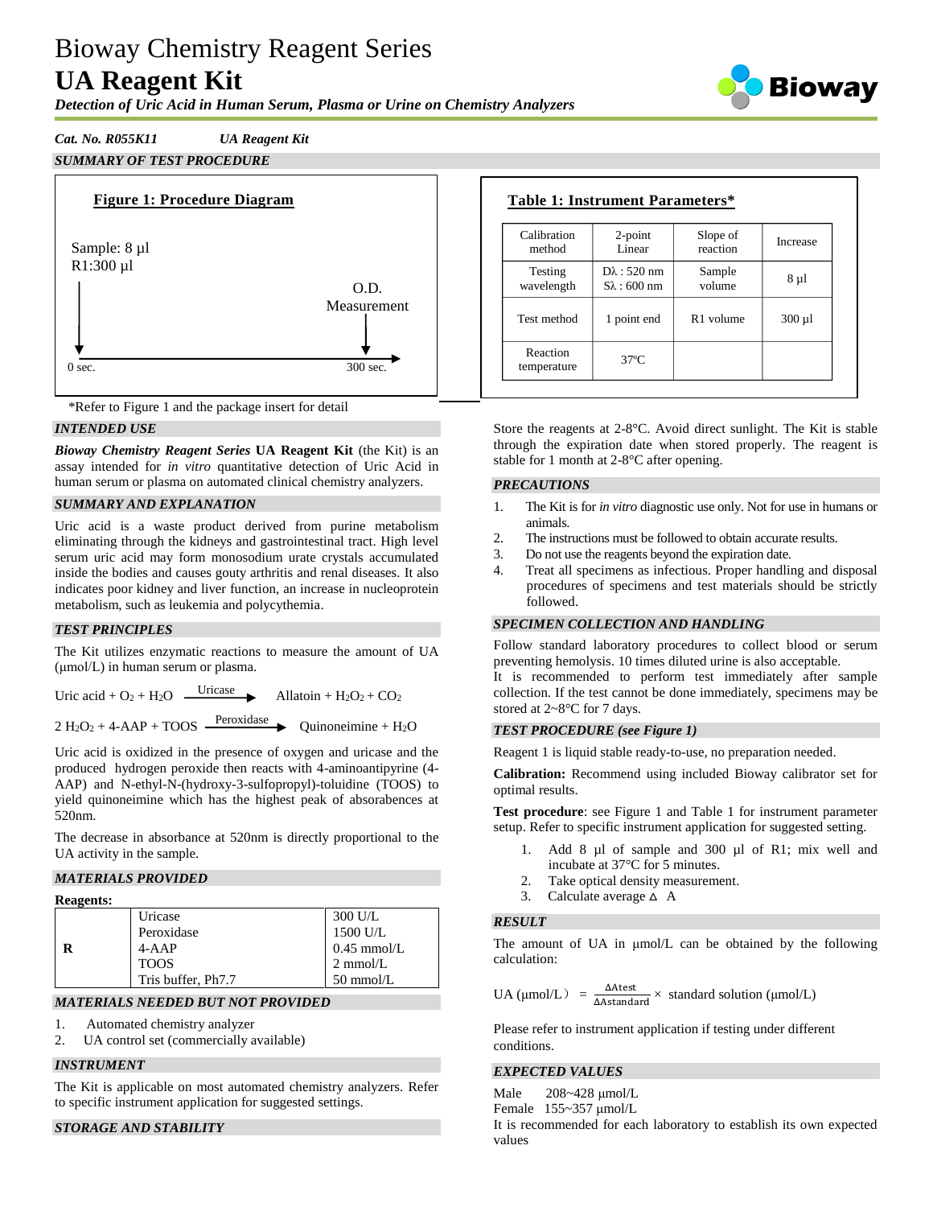# Bioway Chemistry Reagent Series
# UA Reagent Kit

*Detection of Uric Acid in Human Serum, Plasma or Urine on Chemistry Analyzers*

***Cat. No. R055K11*** ***UA Reagent Kit***

## SUMMARY OF TEST PROCEDURE

**Figure 1: Procedure Diagram**

Sample: 8 µl
R1:300 µl

O.D. Measurement

0 sec. — 300 sec.

*Refer to Figure 1 and the package insert for detail

**Table 1: Instrument Parameters***

| Calibration method | 2-point Linear | Slope of reaction | Increase |
|---|---|---|---|
| Testing wavelength | Dλ : 520 nm<br>Sλ : 600 nm | Sample volume | 8 µl |
| Test method | 1 point end | R1 volume | 300 µl |
| Reaction temperature | 37°C | | |

## INTENDED USE

***Bioway Chemistry Reagent Series* UA Reagent Kit** (the Kit) is an assay intended for *in vitro* quantitative detection of Uric Acid in human serum or plasma on automated clinical chemistry analyzers.

## SUMMARY AND EXPLANATION

Uric acid is a waste product derived from purine metabolism eliminating through the kidneys and gastrointestinal tract. High level serum uric acid may form monosodium urate crystals accumulated inside the bodies and causes gouty arthritis and renal diseases. It also indicates poor kidney and liver function, an increase in nucleoprotein metabolism, such as leukemia and polycythemia.

## TEST PRINCIPLES

The Kit utilizes enzymatic reactions to measure the amount of UA (µmol/L) in human serum or plasma.

$$\text{Uric acid} + O_2 + H_2O \xrightarrow{\text{Uricase}} \text{Allatoin} + H_2O_2 + CO_2$$

$$2\,H_2O_2 + \text{4-AAP} + \text{TOOS} \xrightarrow{\text{Peroxidase}} \text{Quinoneimine} + H_2O$$

Uric acid is oxidized in the presence of oxygen and uricase and the produced hydrogen peroxide then reacts with 4-aminoantipyrine (4-AAP) and N-ethyl-N-(hydroxy-3-sulfopropyl)-toluidine (TOOS) to yield quinoneimine which has the highest peak of absorbences at 520nm.

The decrease in absorbance at 520nm is directly proportional to the UA activity in the sample.

## MATERIALS PROVIDED

**Reagents:**

| | | |
|---|---|---|
| **R** | Uricase<br>Peroxidase<br>4-AAP<br>TOOS<br>Tris buffer, Ph7.7 | 300 U/L<br>1500 U/L<br>0.45 mmol/L<br>2 mmol/L<br>50 mmol/L |

## MATERIALS NEEDED BUT NOT PROVIDED

1. Automated chemistry analyzer
2. UA control set (commercially available)

## INSTRUMENT

The Kit is applicable on most automated chemistry analyzers. Refer to specific instrument application for suggested settings.

## STORAGE AND STABILITY

Store the reagents at 2-8°C. Avoid direct sunlight. The Kit is stable through the expiration date when stored properly. The reagent is stable for 1 month at 2-8°C after opening.

## PRECAUTIONS

1. The Kit is for *in vitro* diagnostic use only. Not for use in humans or animals.
2. The instructions must be followed to obtain accurate results.
3. Do not use the reagents beyond the expiration date.
4. Treat all specimens as infectious. Proper handling and disposal procedures of specimens and test materials should be strictly followed.

## SPECIMEN COLLECTION AND HANDLING

Follow standard laboratory procedures to collect blood or serum preventing hemolysis. 10 times diluted urine is also acceptable.
It is recommended to perform test immediately after sample collection. If the test cannot be done immediately, specimens may be stored at 2~8°C for 7 days.

## TEST PROCEDURE (see Figure 1)

Reagent 1 is liquid stable ready-to-use, no preparation needed.

**Calibration:** Recommend using included Bioway calibrator set for optimal results.

**Test procedure**: see Figure 1 and Table 1 for instrument parameter setup. Refer to specific instrument application for suggested setting.

1. Add 8 µl of sample and 300 µl of R1; mix well and incubate at 37°C for 5 minutes.
2. Take optical density measurement.
3. Calculate average $\Delta$ A

## RESULT

The amount of UA in µmol/L can be obtained by the following calculation:

$$\text{UA (µmol/L)} = \frac{\Delta\text{Atest}}{\Delta\text{Astandard}} \times \text{standard solution (µmol/L)}$$

Please refer to instrument application if testing under different conditions.

## EXPECTED VALUES

Male 208~428 µmol/L
Female 155~357 µmol/L
It is recommended for each laboratory to establish its own expected values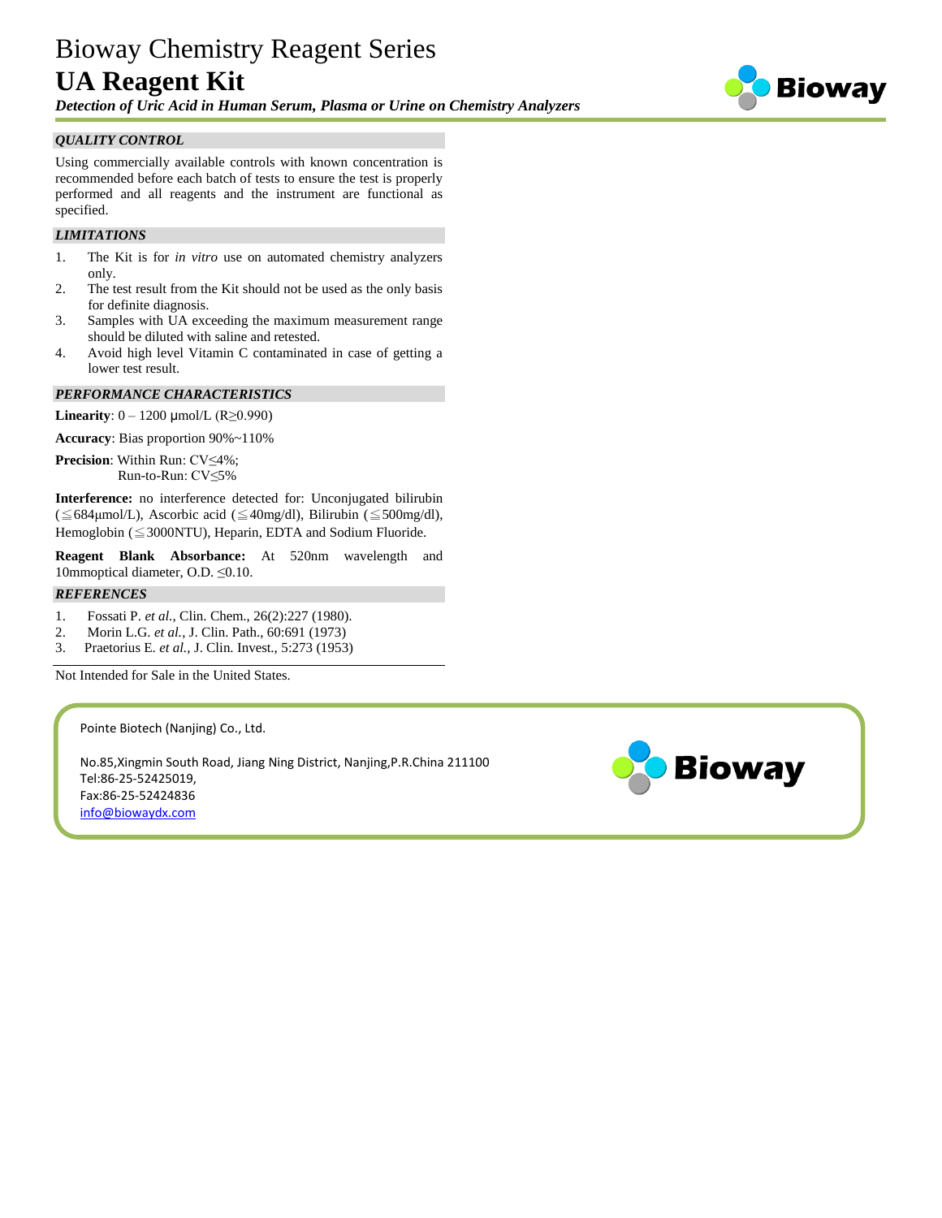## QUALITY CONTROL

Using commercially available controls with known concentration is recommended before each batch of tests to ensure the test is properly performed and all reagents and the instrument are functional as specified.

## LIMITATIONS

1. The Kit is for *in vitro* use on automated chemistry analyzers only.
2. The test result from the Kit should not be used as the only basis for definite diagnosis.
3. Samples with UA exceeding the maximum measurement range should be diluted with saline and retested.
4. Avoid high level Vitamin C contaminated in case of getting a lower test result.

## PERFORMANCE CHARACTERISTICS

**Linearity**: 0 – 1200 μmol/L (R≥0.990)

**Accuracy**: Bias proportion 90%~110%

**Precision**: Within Run: CV≤4%;
Run-to-Run: CV≤5%

**Interference:** no interference detected for: Unconjugated bilirubin (≦684μmol/L), Ascorbic acid (≦40mg/dl), Bilirubin (≦500mg/dl), Hemoglobin (≦3000NTU), Heparin, EDTA and Sodium Fluoride.

**Reagent Blank Absorbance:** At 520nm wavelength and 10mmoptical diameter, O.D. ≤0.10.

## REFERENCES

1. Fossati P. *et al.*, Clin. Chem., 26(2):227 (1980).
2. Morin L.G. *et al.*, J. Clin. Path., 60:691 (1973)
3. Praetorius E. *et al.*, J. Clin. Invest., 5:273 (1953)

Not Intended for Sale in the United States.

Pointe Biotech (Nanjing) Co., Ltd.

No.85,Xingmin South Road, Jiang Ning District, Nanjing,P.R.China 211100
Tel:86-25-52425019,
Fax:86-25-52424836
info@biowaydx.com